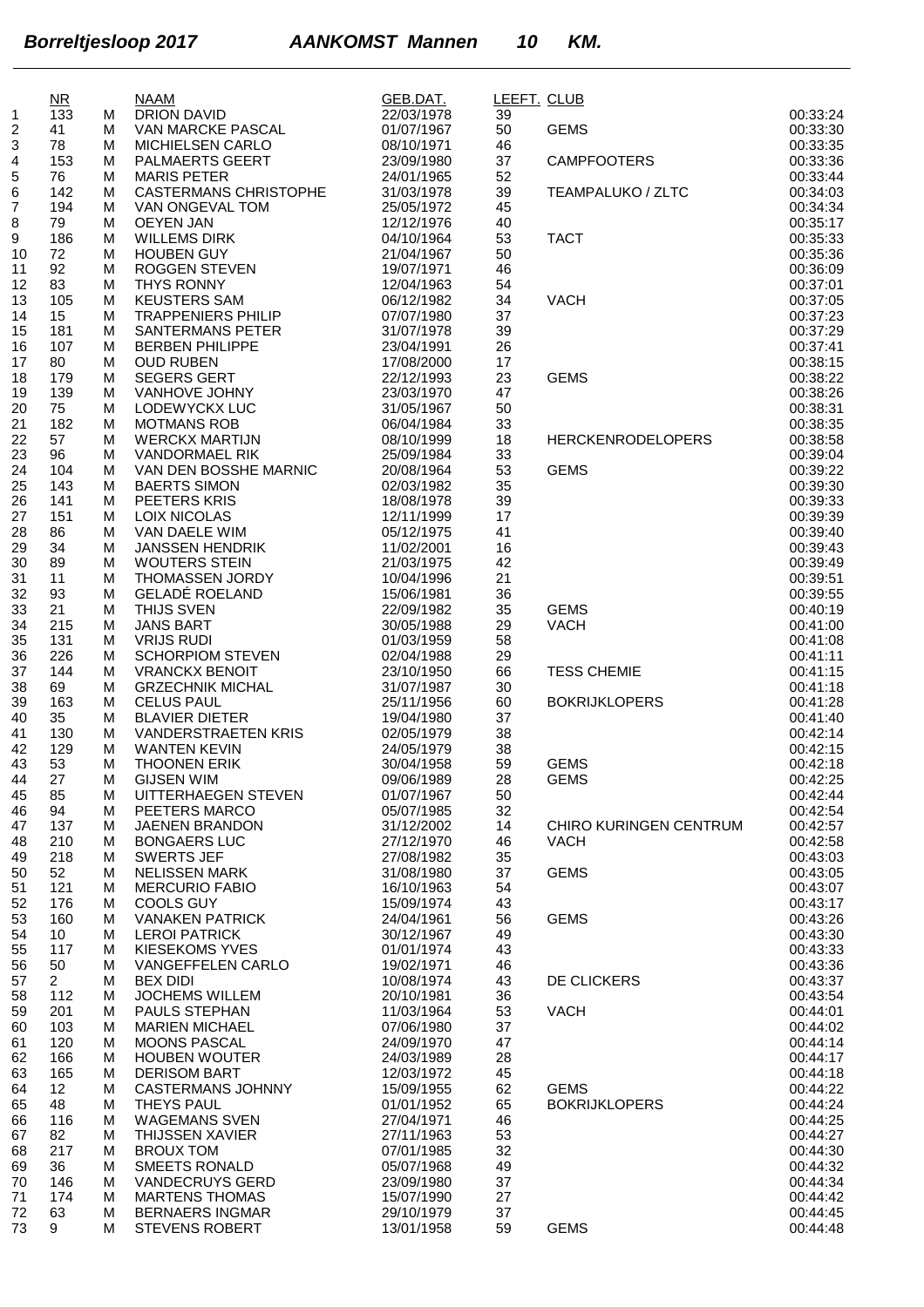# *Borreltjesloop 2017 AANKOMST Mannen 10 KM.*

| | NR | | NAAM | GEB.DAT. | LEEFT. | CLUB | |
|---|---|---|---|---|---|---|---|
| 1 | 133 | M | DRION DAVID | 22/03/1978 | 39 | | 00:33:24 |
| 2 | 41 | M | VAN MARCKE PASCAL | 01/07/1967 | 50 | GEMS | 00:33:30 |
| 3 | 78 | M | MICHIELSEN CARLO | 08/10/1971 | 46 | | 00:33:35 |
| 4 | 153 | M | PALMAERTS GEERT | 23/09/1980 | 37 | CAMPFOOTERS | 00:33:36 |
| 5 | 76 | M | MARIS PETER | 24/01/1965 | 52 | | 00:33:44 |
| 6 | 142 | M | CASTERMANS CHRISTOPHE | 31/03/1978 | 39 | TEAMPALUKO / ZLTC | 00:34:03 |
| 7 | 194 | M | VAN ONGEVAL TOM | 25/05/1972 | 45 | | 00:34:34 |
| 8 | 79 | M | OEYEN JAN | 12/12/1976 | 40 | | 00:35:17 |
| 9 | 186 | M | WILLEMS DIRK | 04/10/1964 | 53 | TACT | 00:35:33 |
| 10 | 72 | M | HOUBEN GUY | 21/04/1967 | 50 | | 00:35:36 |
| 11 | 92 | M | ROGGEN STEVEN | 19/07/1971 | 46 | | 00:36:09 |
| 12 | 83 | M | THYS RONNY | 12/04/1963 | 54 | | 00:37:01 |
| 13 | 105 | M | KEUSTERS SAM | 06/12/1982 | 34 | VACH | 00:37:05 |
| 14 | 15 | M | TRAPPENIERS PHILIP | 07/07/1980 | 37 | | 00:37:23 |
| 15 | 181 | M | SANTERMANS PETER | 31/07/1978 | 39 | | 00:37:29 |
| 16 | 107 | M | BERBEN PHILIPPE | 23/04/1991 | 26 | | 00:37:41 |
| 17 | 80 | M | OUD RUBEN | 17/08/2000 | 17 | | 00:38:15 |
| 18 | 179 | M | SEGERS GERT | 22/12/1993 | 23 | GEMS | 00:38:22 |
| 19 | 139 | M | VANHOVE JOHNY | 23/03/1970 | 47 | | 00:38:26 |
| 20 | 75 | M | LODEWYCKX LUC | 31/05/1967 | 50 | | 00:38:31 |
| 21 | 182 | M | MOTMANS ROB | 06/04/1984 | 33 | | 00:38:35 |
| 22 | 57 | M | WERCKX MARTIJN | 08/10/1999 | 18 | HERCKENRODELOPERS | 00:38:58 |
| 23 | 96 | M | VANDORMAEL RIK | 25/09/1984 | 33 | | 00:39:04 |
| 24 | 104 | M | VAN DEN BOSSHE MARNIC | 20/08/1964 | 53 | GEMS | 00:39:22 |
| 25 | 143 | M | BAERTS SIMON | 02/03/1982 | 35 | | 00:39:30 |
| 26 | 141 | M | PEETERS KRIS | 18/08/1978 | 39 | | 00:39:33 |
| 27 | 151 | M | LOIX NICOLAS | 12/11/1999 | 17 | | 00:39:39 |
| 28 | 86 | M | VAN DAELE WIM | 05/12/1975 | 41 | | 00:39:40 |
| 29 | 34 | M | JANSSEN HENDRIK | 11/02/2001 | 16 | | 00:39:43 |
| 30 | 89 | M | WOUTERS STEIN | 21/03/1975 | 42 | | 00:39:49 |
| 31 | 11 | M | THOMASSEN JORDY | 10/04/1996 | 21 | | 00:39:51 |
| 32 | 93 | M | GELADÉ ROELAND | 15/06/1981 | 36 | | 00:39:55 |
| 33 | 21 | M | THIJS SVEN | 22/09/1982 | 35 | GEMS | 00:40:19 |
| 34 | 215 | M | JANS BART | 30/05/1988 | 29 | VACH | 00:41:00 |
| 35 | 131 | M | VRIJS RUDI | 01/03/1959 | 58 | | 00:41:08 |
| 36 | 226 | M | SCHORPIOM STEVEN | 02/04/1988 | 29 | | 00:41:11 |
| 37 | 144 | M | VRANCKX BENOIT | 23/10/1950 | 66 | TESS CHEMIE | 00:41:15 |
| 38 | 69 | M | GRZECHNIK MICHAL | 31/07/1987 | 30 | | 00:41:18 |
| 39 | 163 | M | CELUS PAUL | 25/11/1956 | 60 | BOKRIJKLOPERS | 00:41:28 |
| 40 | 35 | M | BLAVIER DIETER | 19/04/1980 | 37 | | 00:41:40 |
| 41 | 130 | M | VANDERSTRAETEN KRIS | 02/05/1979 | 38 | | 00:42:14 |
| 42 | 129 | M | WANTEN KEVIN | 24/05/1979 | 38 | | 00:42:15 |
| 43 | 53 | M | THOONEN ERIK | 30/04/1958 | 59 | GEMS | 00:42:18 |
| 44 | 27 | M | GIJSEN WIM | 09/06/1989 | 28 | GEMS | 00:42:25 |
| 45 | 85 | M | UITTERHAEGEN STEVEN | 01/07/1967 | 50 | | 00:42:44 |
| 46 | 94 | M | PEETERS MARCO | 05/07/1985 | 32 | | 00:42:54 |
| 47 | 137 | M | JAENEN BRANDON | 31/12/2002 | 14 | CHIRO KURINGEN CENTRUM | 00:42:57 |
| 48 | 210 | M | BONGAERS LUC | 27/12/1970 | 46 | VACH | 00:42:58 |
| 49 | 218 | M | SWERTS JEF | 27/08/1982 | 35 | | 00:43:03 |
| 50 | 52 | M | NELISSEN MARK | 31/08/1980 | 37 | GEMS | 00:43:05 |
| 51 | 121 | M | MERCURIO FABIO | 16/10/1963 | 54 | | 00:43:07 |
| 52 | 176 | M | COOLS GUY | 15/09/1974 | 43 | | 00:43:17 |
| 53 | 160 | M | VANAKEN PATRICK | 24/04/1961 | 56 | GEMS | 00:43:26 |
| 54 | 10 | M | LEROI PATRICK | 30/12/1967 | 49 | | 00:43:30 |
| 55 | 117 | M | KIESEKOMS YVES | 01/01/1974 | 43 | | 00:43:33 |
| 56 | 50 | M | VANGEFFELEN CARLO | 19/02/1971 | 46 | | 00:43:36 |
| 57 | 2 | M | BEX DIDI | 10/08/1974 | 43 | DE CLICKERS | 00:43:37 |
| 58 | 112 | M | JOCHEMS WILLEM | 20/10/1981 | 36 | | 00:43:54 |
| 59 | 201 | M | PAULS STEPHAN | 11/03/1964 | 53 | VACH | 00:44:01 |
| 60 | 103 | M | MARIEN MICHAEL | 07/06/1980 | 37 | | 00:44:02 |
| 61 | 120 | M | MOONS PASCAL | 24/09/1970 | 47 | | 00:44:14 |
| 62 | 166 | M | HOUBEN WOUTER | 24/03/1989 | 28 | | 00:44:17 |
| 63 | 165 | M | DERISOM BART | 12/03/1972 | 45 | | 00:44:18 |
| 64 | 12 | M | CASTERMANS JOHNNY | 15/09/1955 | 62 | GEMS | 00:44:22 |
| 65 | 48 | M | THEYS PAUL | 01/01/1952 | 65 | BOKRIJKLOPERS | 00:44:24 |
| 66 | 116 | M | WAGEMANS SVEN | 27/04/1971 | 46 | | 00:44:25 |
| 67 | 82 | M | THIJSSEN XAVIER | 27/11/1963 | 53 | | 00:44:27 |
| 68 | 217 | M | BROUX TOM | 07/01/1985 | 32 | | 00:44:30 |
| 69 | 36 | M | SMEETS RONALD | 05/07/1968 | 49 | | 00:44:32 |
| 70 | 146 | M | VANDECRUYS GERD | 23/09/1980 | 37 | | 00:44:34 |
| 71 | 174 | M | MARTENS THOMAS | 15/07/1990 | 27 | | 00:44:42 |
| 72 | 63 | M | BERNAERS INGMAR | 29/10/1979 | 37 | | 00:44:45 |
| 73 | 9 | M | STEVENS ROBERT | 13/01/1958 | 59 | GEMS | 00:44:48 |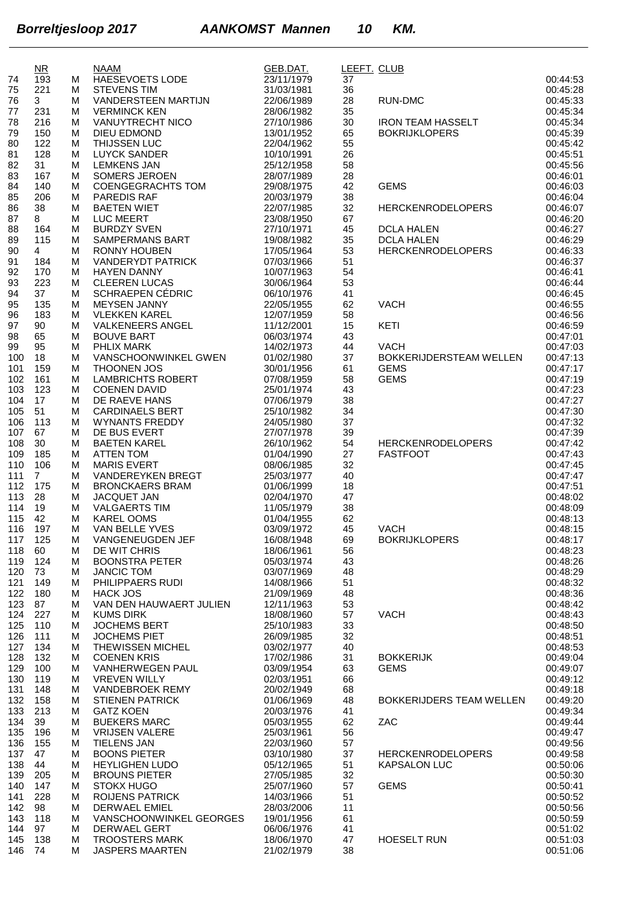**Borreltjesloop 2017 AANKOMST Mannen 10 KM.**

| | NR | | NAAM | GEB.DAT. | LEEFT. | CLUB | |
|---|---|---|---|---|---|---|---|
| 74 | 193 | M | HAESEVOETS LODE | 23/11/1979 | 37 | | 00:44:53 |
| 75 | 221 | M | STEVENS TIM | 31/03/1981 | 36 | | 00:45:28 |
| 76 | 3 | M | VANDERSTEEN MARTIJN | 22/06/1989 | 28 | RUN-DMC | 00:45:33 |
| 77 | 231 | M | VERMINCK KEN | 28/06/1982 | 35 | | 00:45:34 |
| 78 | 216 | M | VANUYTRECHT NICO | 27/10/1986 | 30 | IRON TEAM HASSELT | 00:45:34 |
| 79 | 150 | M | DIEU EDMOND | 13/01/1952 | 65 | BOKRIJKLOPERS | 00:45:39 |
| 80 | 122 | M | THIJSSEN LUC | 22/04/1962 | 55 | | 00:45:42 |
| 81 | 128 | M | LUYCK SANDER | 10/10/1991 | 26 | | 00:45:51 |
| 82 | 31 | M | LEMKENS JAN | 25/12/1958 | 58 | | 00:45:56 |
| 83 | 167 | M | SOMERS JEROEN | 28/07/1989 | 28 | | 00:46:01 |
| 84 | 140 | M | COENGEGRACHTS TOM | 29/08/1975 | 42 | GEMS | 00:46:03 |
| 85 | 206 | M | PAREDIS RAF | 20/03/1979 | 38 | | 00:46:04 |
| 86 | 38 | M | BAETEN WIET | 22/07/1985 | 32 | HERCKENRODELOPERS | 00:46:07 |
| 87 | 8 | M | LUC MEERT | 23/08/1950 | 67 | | 00:46:20 |
| 88 | 164 | M | BURDZY SVEN | 27/10/1971 | 45 | DCLA HALEN | 00:46:27 |
| 89 | 115 | M | SAMPERMANS BART | 19/08/1982 | 35 | DCLA HALEN | 00:46:29 |
| 90 | 4 | M | RONNY HOUBEN | 17/05/1964 | 53 | HERCKENRODELOPERS | 00:46:33 |
| 91 | 184 | M | VANDERYDT PATRICK | 07/03/1966 | 51 | | 00:46:37 |
| 92 | 170 | M | HAYEN DANNY | 10/07/1963 | 54 | | 00:46:41 |
| 93 | 223 | M | CLEEREN LUCAS | 30/06/1964 | 53 | | 00:46:44 |
| 94 | 37 | M | SCHRAEPEN CÉDRIC | 06/10/1976 | 41 | | 00:46:45 |
| 95 | 135 | M | MEYSEN JANNY | 22/05/1955 | 62 | VACH | 00:46:55 |
| 96 | 183 | M | VLEKKEN KAREL | 12/07/1959 | 58 | | 00:46:56 |
| 97 | 90 | M | VALKENEERS ANGEL | 11/12/2001 | 15 | KETI | 00:46:59 |
| 98 | 65 | M | BOUVE BART | 06/03/1974 | 43 | | 00:47:01 |
| 99 | 95 | M | PHLIX MARK | 14/02/1973 | 44 | VACH | 00:47:03 |
| 100 | 18 | M | VANSCHOONWINKEL GWEN | 01/02/1980 | 37 | BOKKERIJDERSTEAM WELLEN | 00:47:13 |
| 101 | 159 | M | THOONEN JOS | 30/01/1956 | 61 | GEMS | 00:47:17 |
| 102 | 161 | M | LAMBRICHTS ROBERT | 07/08/1959 | 58 | GEMS | 00:47:19 |
| 103 | 123 | M | COENEN DAVID | 25/01/1974 | 43 | | 00:47:23 |
| 104 | 17 | M | DE RAEVE HANS | 07/06/1979 | 38 | | 00:47:27 |
| 105 | 51 | M | CARDINAELS BERT | 25/10/1982 | 34 | | 00:47:30 |
| 106 | 113 | M | WYNANTS FREDDY | 24/05/1980 | 37 | | 00:47:32 |
| 107 | 67 | M | DE BUS EVERT | 27/07/1978 | 39 | | 00:47:39 |
| 108 | 30 | M | BAETEN KAREL | 26/10/1962 | 54 | HERCKENRODELOPERS | 00:47:42 |
| 109 | 185 | M | ATTEN TOM | 01/04/1990 | 27 | FASTFOOT | 00:47:43 |
| 110 | 106 | M | MARIS EVERT | 08/06/1985 | 32 | | 00:47:45 |
| 111 | 7 | M | VANDEREYKEN BREGT | 25/03/1977 | 40 | | 00:47:47 |
| 112 | 175 | M | BRONCKAERS BRAM | 01/06/1999 | 18 | | 00:47:51 |
| 113 | 28 | M | JACQUET JAN | 02/04/1970 | 47 | | 00:48:02 |
| 114 | 19 | M | VALGAERTS TIM | 11/05/1979 | 38 | | 00:48:09 |
| 115 | 42 | M | KAREL OOMS | 01/04/1955 | 62 | | 00:48:13 |
| 116 | 197 | M | VAN BELLE YVES | 03/09/1972 | 45 | VACH | 00:48:15 |
| 117 | 125 | M | VANGENEUGDEN JEF | 16/08/1948 | 69 | BOKRIJKLOPERS | 00:48:17 |
| 118 | 60 | M | DE WIT CHRIS | 18/06/1961 | 56 | | 00:48:23 |
| 119 | 124 | M | BOONSTRA PETER | 05/03/1974 | 43 | | 00:48:26 |
| 120 | 73 | M | JANCIC TOM | 03/07/1969 | 48 | | 00:48:29 |
| 121 | 149 | M | PHILIPPAERS RUDI | 14/08/1966 | 51 | | 00:48:32 |
| 122 | 180 | M | HACK JOS | 21/09/1969 | 48 | | 00:48:36 |
| 123 | 87 | M | VAN DEN HAUWAERT JULIEN | 12/11/1963 | 53 | | 00:48:42 |
| 124 | 227 | M | KUMS DIRK | 18/08/1960 | 57 | VACH | 00:48:43 |
| 125 | 110 | M | JOCHEMS BERT | 25/10/1983 | 33 | | 00:48:50 |
| 126 | 111 | M | JOCHEMS PIET | 26/09/1985 | 32 | | 00:48:51 |
| 127 | 134 | M | THEWISSEN MICHEL | 03/02/1977 | 40 | | 00:48:53 |
| 128 | 132 | M | COENEN KRIS | 17/02/1986 | 31 | BOKKERIJK | 00:49:04 |
| 129 | 100 | M | VANHERWEGEN PAUL | 03/09/1954 | 63 | GEMS | 00:49:07 |
| 130 | 119 | M | VREVEN WILLY | 02/03/1951 | 66 | | 00:49:12 |
| 131 | 148 | M | VANDEBROEK REMY | 20/02/1949 | 68 | | 00:49:18 |
| 132 | 158 | M | STIENEN PATRICK | 01/06/1969 | 48 | BOKKERIJDERS TEAM WELLEN | 00:49:20 |
| 133 | 213 | M | GATZ KOEN | 20/03/1976 | 41 | | 00:49:34 |
| 134 | 39 | M | BUEKERS MARC | 05/03/1955 | 62 | ZAC | 00:49:44 |
| 135 | 196 | M | VRIJSEN VALERE | 25/03/1961 | 56 | | 00:49:47 |
| 136 | 155 | M | TIELENS JAN | 22/03/1960 | 57 | | 00:49:56 |
| 137 | 47 | M | BOONS PIETER | 03/10/1980 | 37 | HERCKENRODELOPERS | 00:49:58 |
| 138 | 44 | M | HEYLIGHEN LUDO | 05/12/1965 | 51 | KAPSALON LUC | 00:50:06 |
| 139 | 205 | M | BROUNS PIETER | 27/05/1985 | 32 | | 00:50:30 |
| 140 | 147 | M | STOKX HUGO | 25/07/1960 | 57 | GEMS | 00:50:41 |
| 141 | 228 | M | ROIJENS PATRICK | 14/03/1966 | 51 | | 00:50:52 |
| 142 | 98 | M | DERWAEL EMIEL | 28/03/2006 | 11 | | 00:50:56 |
| 143 | 118 | M | VANSCHOONWINKEL GEORGES | 19/01/1956 | 61 | | 00:50:59 |
| 144 | 97 | M | DERWAEL GERT | 06/06/1976 | 41 | | 00:51:02 |
| 145 | 138 | M | TROOSTERS MARK | 18/06/1970 | 47 | HOESELT RUN | 00:51:03 |
| 146 | 74 | M | JASPERS MAARTEN | 21/02/1979 | 38 | | 00:51:06 |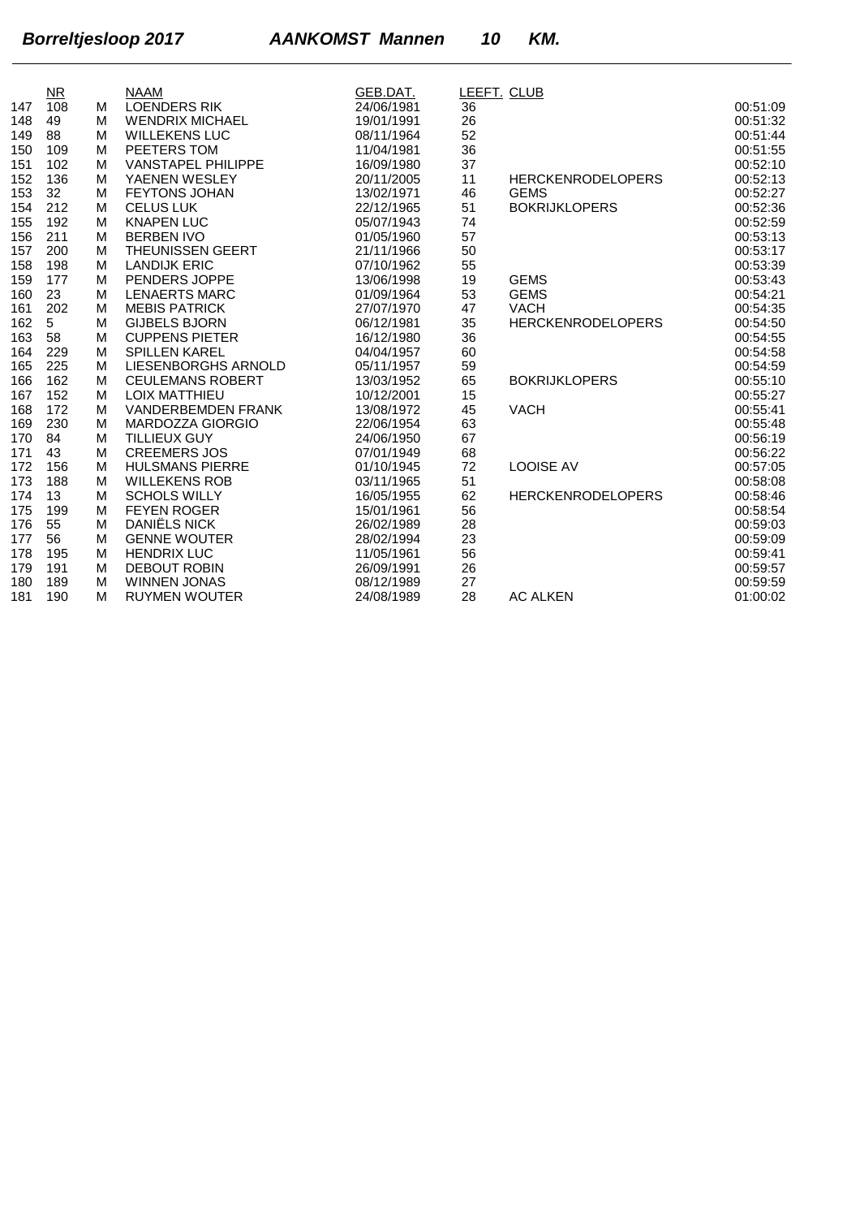***Borreltjesloop 2017*** ***AANKOMST Mannen*** ***10*** ***KM.***

| | NR | | NAAM | GEB.DAT. | LEEFT. | CLUB | |
|---|---|---|---|---|---|---|---|
| 147 | 108 | M | LOENDERS RIK | 24/06/1981 | 36 | | 00:51:09 |
| 148 | 49 | M | WENDRIX MICHAEL | 19/01/1991 | 26 | | 00:51:32 |
| 149 | 88 | M | WILLEKENS LUC | 08/11/1964 | 52 | | 00:51:44 |
| 150 | 109 | M | PEETERS TOM | 11/04/1981 | 36 | | 00:51:55 |
| 151 | 102 | M | VANSTAPEL PHILIPPE | 16/09/1980 | 37 | | 00:52:10 |
| 152 | 136 | M | YAENEN WESLEY | 20/11/2005 | 11 | HERCKENRODELOPERS | 00:52:13 |
| 153 | 32 | M | FEYTONS JOHAN | 13/02/1971 | 46 | GEMS | 00:52:27 |
| 154 | 212 | M | CELUS LUK | 22/12/1965 | 51 | BOKRIJKLOPERS | 00:52:36 |
| 155 | 192 | M | KNAPEN LUC | 05/07/1943 | 74 | | 00:52:59 |
| 156 | 211 | M | BERBEN IVO | 01/05/1960 | 57 | | 00:53:13 |
| 157 | 200 | M | THEUNISSEN GEERT | 21/11/1966 | 50 | | 00:53:17 |
| 158 | 198 | M | LANDIJK ERIC | 07/10/1962 | 55 | | 00:53:39 |
| 159 | 177 | M | PENDERS JOPPE | 13/06/1998 | 19 | GEMS | 00:53:43 |
| 160 | 23 | M | LENAERTS MARC | 01/09/1964 | 53 | GEMS | 00:54:21 |
| 161 | 202 | M | MEBIS PATRICK | 27/07/1970 | 47 | VACH | 00:54:35 |
| 162 | 5 | M | GIJBELS BJORN | 06/12/1981 | 35 | HERCKENRODELOPERS | 00:54:50 |
| 163 | 58 | M | CUPPENS PIETER | 16/12/1980 | 36 | | 00:54:55 |
| 164 | 229 | M | SPILLEN KAREL | 04/04/1957 | 60 | | 00:54:58 |
| 165 | 225 | M | LIESENBORGHS ARNOLD | 05/11/1957 | 59 | | 00:54:59 |
| 166 | 162 | M | CEULEMANS ROBERT | 13/03/1952 | 65 | BOKRIJKLOPERS | 00:55:10 |
| 167 | 152 | M | LOIX MATTHIEU | 10/12/2001 | 15 | | 00:55:27 |
| 168 | 172 | M | VANDERBEMDEN FRANK | 13/08/1972 | 45 | VACH | 00:55:41 |
| 169 | 230 | M | MARDOZZA GIORGIO | 22/06/1954 | 63 | | 00:55:48 |
| 170 | 84 | M | TILLIEUX GUY | 24/06/1950 | 67 | | 00:56:19 |
| 171 | 43 | M | CREEMERS JOS | 07/01/1949 | 68 | | 00:56:22 |
| 172 | 156 | M | HULSMANS PIERRE | 01/10/1945 | 72 | LOOISE AV | 00:57:05 |
| 173 | 188 | M | WILLEKENS ROB | 03/11/1965 | 51 | | 00:58:08 |
| 174 | 13 | M | SCHOLS WILLY | 16/05/1955 | 62 | HERCKENRODELOPERS | 00:58:46 |
| 175 | 199 | M | FEYEN ROGER | 15/01/1961 | 56 | | 00:58:54 |
| 176 | 55 | M | DANIËLS NICK | 26/02/1989 | 28 | | 00:59:03 |
| 177 | 56 | M | GENNE WOUTER | 28/02/1994 | 23 | | 00:59:09 |
| 178 | 195 | M | HENDRIX LUC | 11/05/1961 | 56 | | 00:59:41 |
| 179 | 191 | M | DEBOUT ROBIN | 26/09/1991 | 26 | | 00:59:57 |
| 180 | 189 | M | WINNEN JONAS | 08/12/1989 | 27 | | 00:59:59 |
| 181 | 190 | M | RUYMEN WOUTER | 24/08/1989 | 28 | AC ALKEN | 01:00:02 |